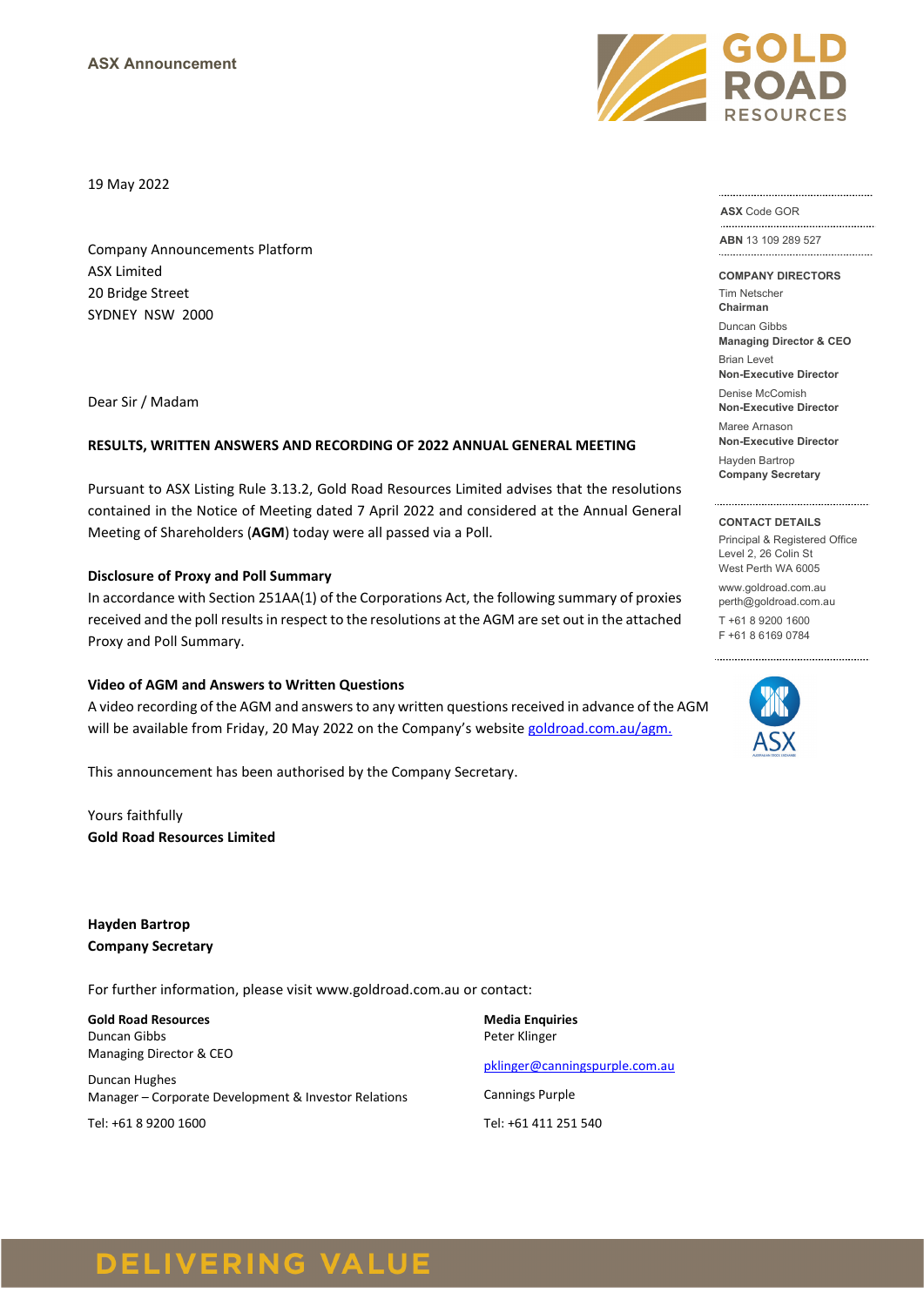ASX Announcement

19 May 2022

Company Announcements Platform
ASX Limited
20 Bridge Street
SYDNEY NSW 2000

Dear Sir / Madam

**RESULTS, WRITTEN ANSWERS AND RECORDING OF 2022 ANNUAL GENERAL MEETING**

Pursuant to ASX Listing Rule 3.13.2, Gold Road Resources Limited advises that the resolutions contained in the Notice of Meeting dated 7 April 2022 and considered at the Annual General Meeting of Shareholders (**AGM**) today were all passed via a Poll.

**Disclosure of Proxy and Poll Summary**

In accordance with Section 251AA(1) of the Corporations Act, the following summary of proxies received and the poll results in respect to the resolutions at the AGM are set out in the attached Proxy and Poll Summary.

**Video of AGM and Answers to Written Questions**

A video recording of the AGM and answers to any written questions received in advance of the AGM will be available from Friday, 20 May 2022 on the Company's website goldroad.com.au/agm.

This announcement has been authorised by the Company Secretary.

Yours faithfully
**Gold Road Resources Limited**

**Hayden Bartrop**
**Company Secretary**

For further information, please visit www.goldroad.com.au or contact:

**Gold Road Resources**
Duncan Gibbs
Managing Director & CEO

Duncan Hughes
Manager – Corporate Development & Investor Relations

Tel: +61 8 9200 1600

**Media Enquiries**
Peter Klinger

pklinger@canningspurple.com.au

Cannings Purple

Tel: +61 411 251 540

**ASX** Code GOR

**ABN** 13 109 289 527

**COMPANY DIRECTORS**

Tim Netscher
**Chairman**

Duncan Gibbs
**Managing Director & CEO**

Brian Levet
**Non-Executive Director**

Denise McComish
**Non-Executive Director**

Maree Arnason
**Non-Executive Director**

Hayden Bartrop
**Company Secretary**

**CONTACT DETAILS**

Principal & Registered Office
Level 2, 26 Colin St
West Perth WA 6005

www.goldroad.com.au
perth@goldroad.com.au

T +61 8 9200 1600
F +61 8 6169 0784

DELIVERING VALUE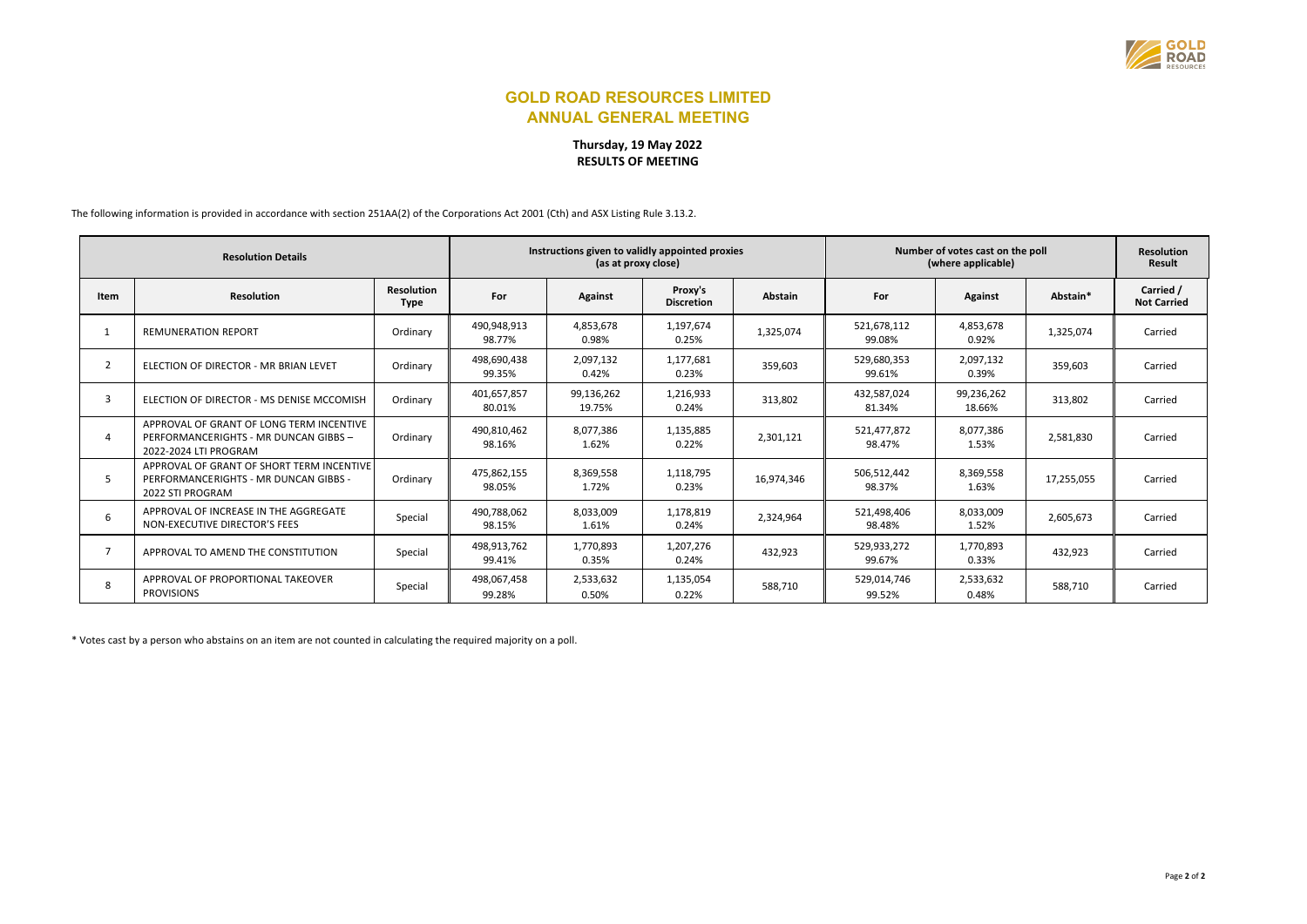# GOLD ROAD RESOURCES LIMITED
# ANNUAL GENERAL MEETING

**Thursday, 19 May 2022**
**RESULTS OF MEETING**

The following information is provided in accordance with section 251AA(2) of the Corporations Act 2001 (Cth) and ASX Listing Rule 3.13.2.

| Resolution Details | | | Instructions given to validly appointed proxies (as at proxy close) | | | | Number of votes cast on the poll (where applicable) | | | Resolution Result |
|---|---|---|---|---|---|---|---|---|---|---|
| **Item** | **Resolution** | **Resolution Type** | **For** | **Against** | **Proxy's Discretion** | **Abstain** | **For** | **Against** | **Abstain*** | **Carried / Not Carried** |
| 1 | REMUNERATION REPORT | Ordinary | 490,948,913 98.77% | 4,853,678 0.98% | 1,197,674 0.25% | 1,325,074 | 521,678,112 99.08% | 4,853,678 0.92% | 1,325,074 | Carried |
| 2 | ELECTION OF DIRECTOR - MR BRIAN LEVET | Ordinary | 498,690,438 99.35% | 2,097,132 0.42% | 1,177,681 0.23% | 359,603 | 529,680,353 99.61% | 2,097,132 0.39% | 359,603 | Carried |
| 3 | ELECTION OF DIRECTOR - MS DENISE MCCOMISH | Ordinary | 401,657,857 80.01% | 99,136,262 19.75% | 1,216,933 0.24% | 313,802 | 432,587,024 81.34% | 99,236,262 18.66% | 313,802 | Carried |
| 4 | APPROVAL OF GRANT OF LONG TERM INCENTIVE PERFORMANCERIGHTS - MR DUNCAN GIBBS – 2022-2024 LTI PROGRAM | Ordinary | 490,810,462 98.16% | 8,077,386 1.62% | 1,135,885 0.22% | 2,301,121 | 521,477,872 98.47% | 8,077,386 1.53% | 2,581,830 | Carried |
| 5 | APPROVAL OF GRANT OF SHORT TERM INCENTIVE PERFORMANCERIGHTS - MR DUNCAN GIBBS - 2022 STI PROGRAM | Ordinary | 475,862,155 98.05% | 8,369,558 1.72% | 1,118,795 0.23% | 16,974,346 | 506,512,442 98.37% | 8,369,558 1.63% | 17,255,055 | Carried |
| 6 | APPROVAL OF INCREASE IN THE AGGREGATE NON-EXECUTIVE DIRECTOR'S FEES | Special | 490,788,062 98.15% | 8,033,009 1.61% | 1,178,819 0.24% | 2,324,964 | 521,498,406 98.48% | 8,033,009 1.52% | 2,605,673 | Carried |
| 7 | APPROVAL TO AMEND THE CONSTITUTION | Special | 498,913,762 99.41% | 1,770,893 0.35% | 1,207,276 0.24% | 432,923 | 529,933,272 99.67% | 1,770,893 0.33% | 432,923 | Carried |
| 8 | APPROVAL OF PROPORTIONAL TAKEOVER PROVISIONS | Special | 498,067,458 99.28% | 2,533,632 0.50% | 1,135,054 0.22% | 588,710 | 529,014,746 99.52% | 2,533,632 0.48% | 588,710 | Carried |

* Votes cast by a person who abstains on an item are not counted in calculating the required majority on a poll.